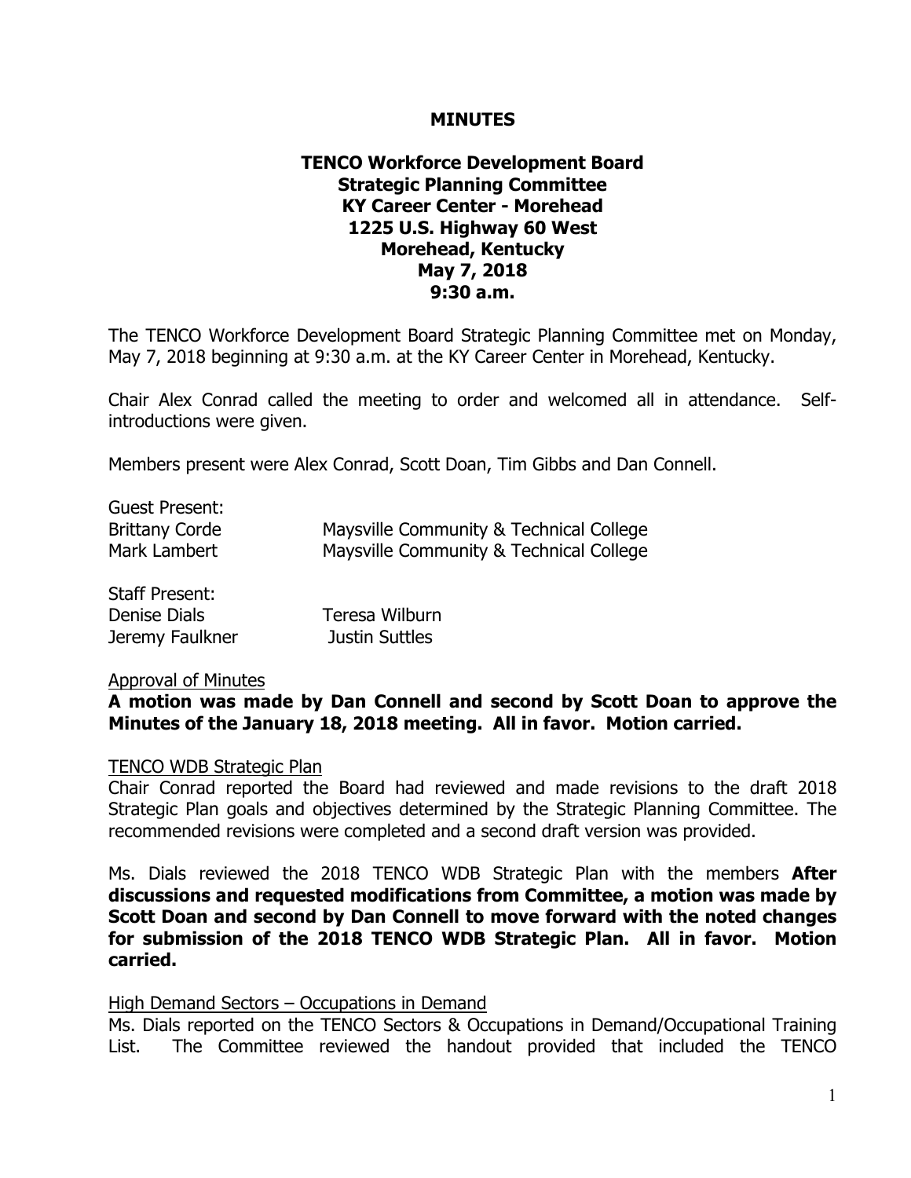**MINUTES**

**TENCO Workforce Development Board**
**Strategic Planning Committee**
**KY Career Center - Morehead**
**1225 U.S. Highway 60 West**
**Morehead, Kentucky**
**May 7, 2018**
**9:30 a.m.**

The TENCO Workforce Development Board Strategic Planning Committee met on Monday, May 7, 2018 beginning at 9:30 a.m. at the KY Career Center in Morehead, Kentucky.

Chair Alex Conrad called the meeting to order and welcomed all in attendance. Self-introductions were given.

Members present were Alex Conrad, Scott Doan, Tim Gibbs and Dan Connell.

Guest Present:

| | |
|---|---|
| Brittany Corde | Maysville Community & Technical College |
| Mark Lambert | Maysville Community & Technical College |

Staff Present:

| | |
|---|---|
| Denise Dials | Teresa Wilburn |
| Jeremy Faulkner | Justin Suttles |

Approval of Minutes

**A motion was made by Dan Connell and second by Scott Doan to approve the Minutes of the January 18, 2018 meeting. All in favor. Motion carried.**

TENCO WDB Strategic Plan

Chair Conrad reported the Board had reviewed and made revisions to the draft 2018 Strategic Plan goals and objectives determined by the Strategic Planning Committee. The recommended revisions were completed and a second draft version was provided.

Ms. Dials reviewed the 2018 TENCO WDB Strategic Plan with the members **After discussions and requested modifications from Committee, a motion was made by Scott Doan and second by Dan Connell to move forward with the noted changes for submission of the 2018 TENCO WDB Strategic Plan. All in favor. Motion carried.**

High Demand Sectors – Occupations in Demand

Ms. Dials reported on the TENCO Sectors & Occupations in Demand/Occupational Training List. The Committee reviewed the handout provided that included the TENCO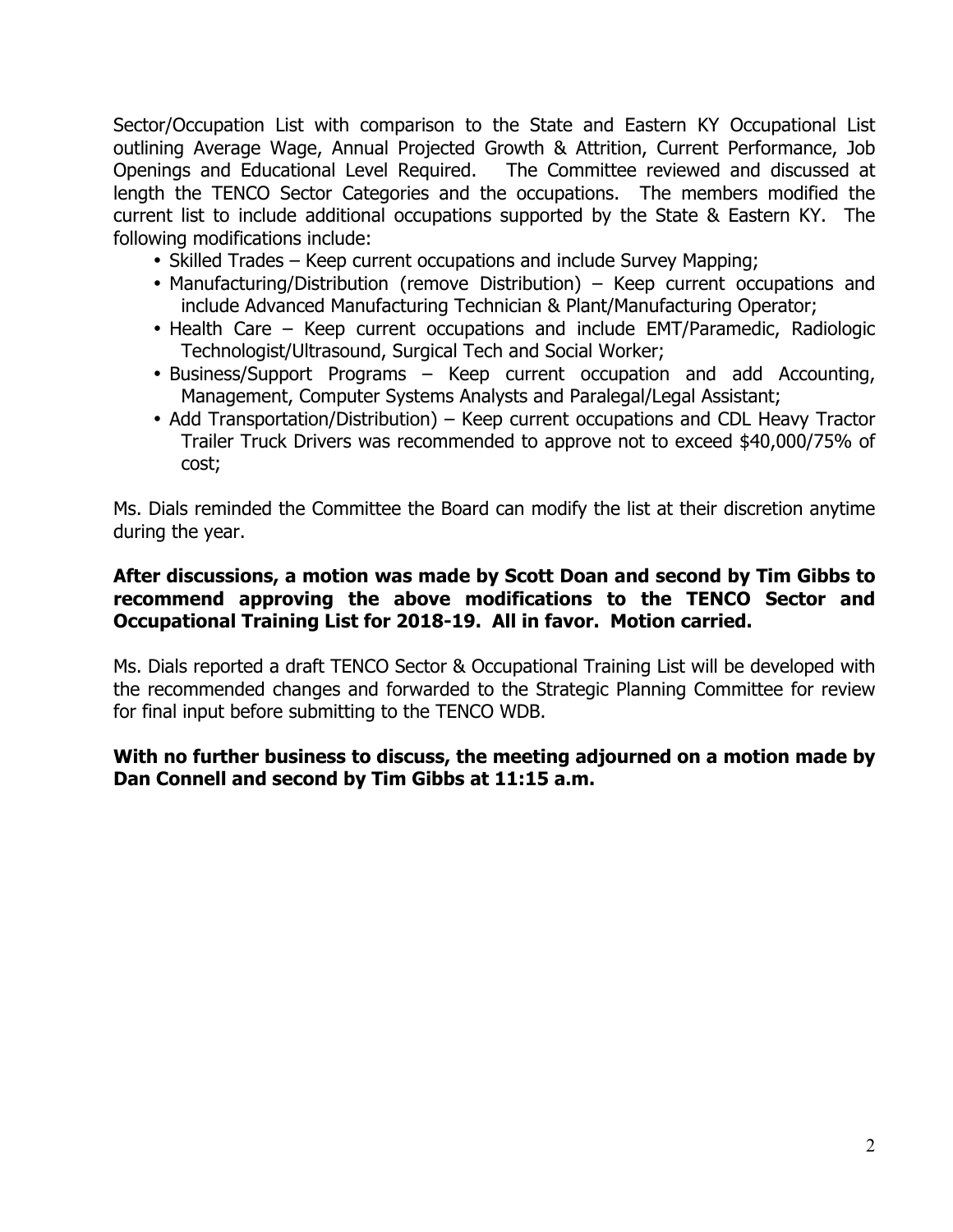Sector/Occupation List with comparison to the State and Eastern KY Occupational List outlining Average Wage, Annual Projected Growth & Attrition, Current Performance, Job Openings and Educational Level Required. The Committee reviewed and discussed at length the TENCO Sector Categories and the occupations. The members modified the current list to include additional occupations supported by the State & Eastern KY. The following modifications include:

- Skilled Trades – Keep current occupations and include Survey Mapping;
- Manufacturing/Distribution (remove Distribution) – Keep current occupations and include Advanced Manufacturing Technician & Plant/Manufacturing Operator;
- Health Care – Keep current occupations and include EMT/Paramedic, Radiologic Technologist/Ultrasound, Surgical Tech and Social Worker;
- Business/Support Programs – Keep current occupation and add Accounting, Management, Computer Systems Analysts and Paralegal/Legal Assistant;
- Add Transportation/Distribution) – Keep current occupations and CDL Heavy Tractor Trailer Truck Drivers was recommended to approve not to exceed $40,000/75% of cost;

Ms. Dials reminded the Committee the Board can modify the list at their discretion anytime during the year.

**After discussions, a motion was made by Scott Doan and second by Tim Gibbs to recommend approving the above modifications to the TENCO Sector and Occupational Training List for 2018-19. All in favor. Motion carried.**

Ms. Dials reported a draft TENCO Sector & Occupational Training List will be developed with the recommended changes and forwarded to the Strategic Planning Committee for review for final input before submitting to the TENCO WDB.

**With no further business to discuss, the meeting adjourned on a motion made by Dan Connell and second by Tim Gibbs at 11:15 a.m.**